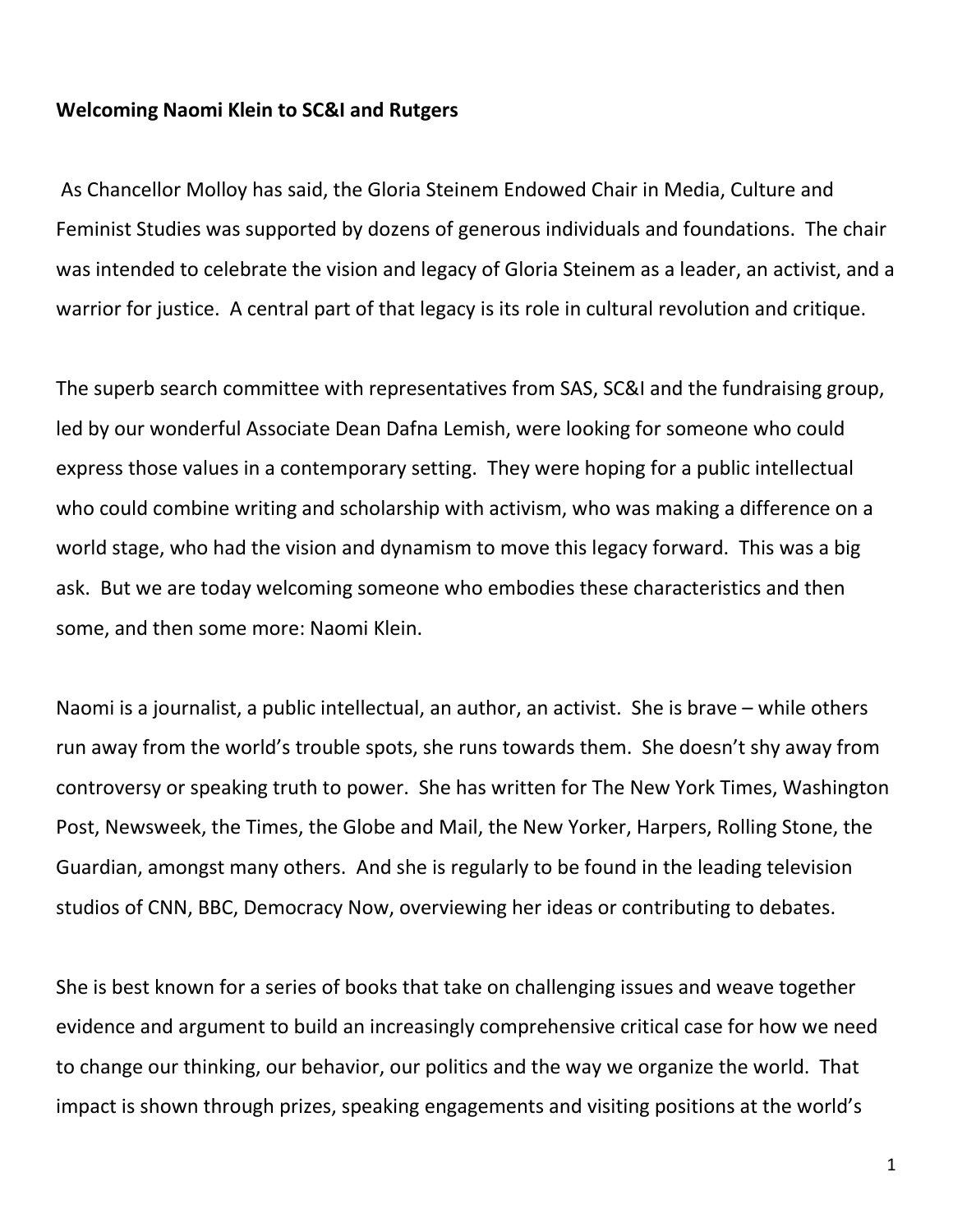**Welcoming Naomi Klein to SC&I and Rutgers**

As Chancellor Molloy has said, the Gloria Steinem Endowed Chair in Media, Culture and Feminist Studies was supported by dozens of generous individuals and foundations. The chair was intended to celebrate the vision and legacy of Gloria Steinem as a leader, an activist, and a warrior for justice. A central part of that legacy is its role in cultural revolution and critique.

The superb search committee with representatives from SAS, SC&I and the fundraising group, led by our wonderful Associate Dean Dafna Lemish, were looking for someone who could express those values in a contemporary setting. They were hoping for a public intellectual who could combine writing and scholarship with activism, who was making a difference on a world stage, who had the vision and dynamism to move this legacy forward. This was a big ask. But we are today welcoming someone who embodies these characteristics and then some, and then some more: Naomi Klein.

Naomi is a journalist, a public intellectual, an author, an activist. She is brave – while others run away from the world's trouble spots, she runs towards them. She doesn't shy away from controversy or speaking truth to power. She has written for The New York Times, Washington Post, Newsweek, the Times, the Globe and Mail, the New Yorker, Harpers, Rolling Stone, the Guardian, amongst many others. And she is regularly to be found in the leading television studios of CNN, BBC, Democracy Now, overviewing her ideas or contributing to debates.

She is best known for a series of books that take on challenging issues and weave together evidence and argument to build an increasingly comprehensive critical case for how we need to change our thinking, our behavior, our politics and the way we organize the world. That impact is shown through prizes, speaking engagements and visiting positions at the world's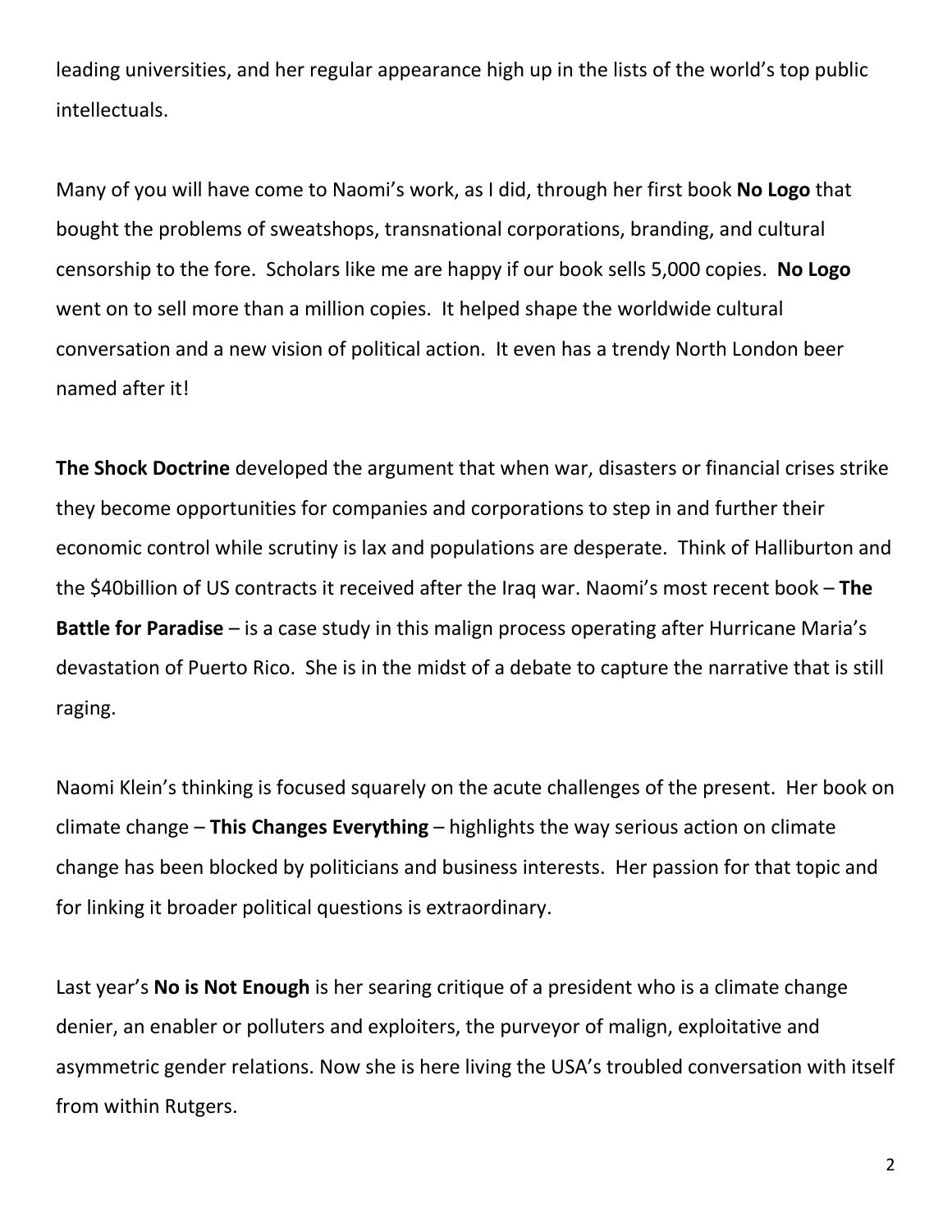leading universities, and her regular appearance high up in the lists of the world's top public intellectuals.

Many of you will have come to Naomi's work, as I did, through her first book **No Logo** that bought the problems of sweatshops, transnational corporations, branding, and cultural censorship to the fore. Scholars like me are happy if our book sells 5,000 copies. **No Logo** went on to sell more than a million copies. It helped shape the worldwide cultural conversation and a new vision of political action. It even has a trendy North London beer named after it!

**The Shock Doctrine** developed the argument that when war, disasters or financial crises strike they become opportunities for companies and corporations to step in and further their economic control while scrutiny is lax and populations are desperate. Think of Halliburton and the $40billion of US contracts it received after the Iraq war. Naomi's most recent book – **The Battle for Paradise** – is a case study in this malign process operating after Hurricane Maria's devastation of Puerto Rico. She is in the midst of a debate to capture the narrative that is still raging.

Naomi Klein's thinking is focused squarely on the acute challenges of the present. Her book on climate change – **This Changes Everything** – highlights the way serious action on climate change has been blocked by politicians and business interests. Her passion for that topic and for linking it broader political questions is extraordinary.

Last year's **No is Not Enough** is her searing critique of a president who is a climate change denier, an enabler or polluters and exploiters, the purveyor of malign, exploitative and asymmetric gender relations. Now she is here living the USA's troubled conversation with itself from within Rutgers.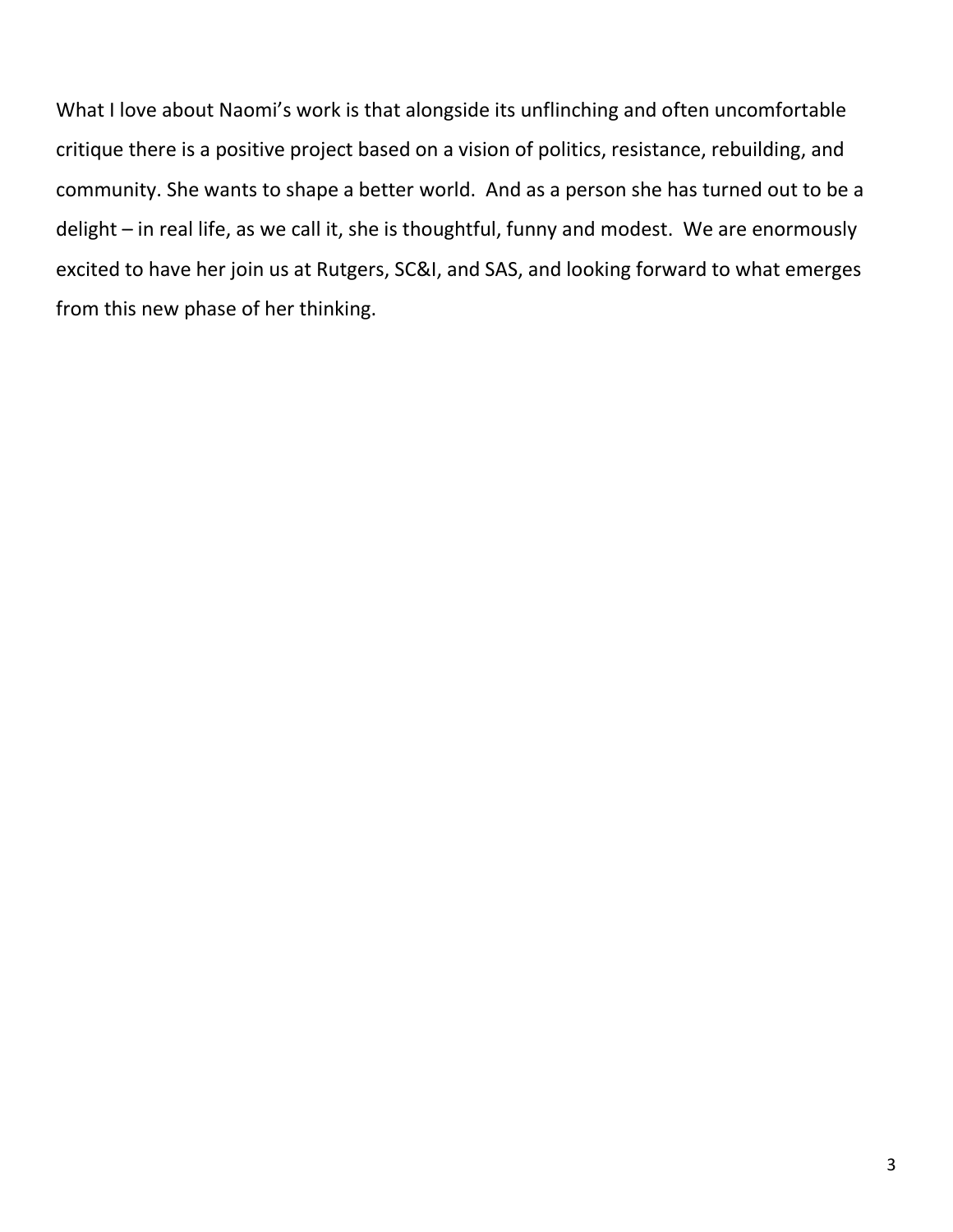What I love about Naomi's work is that alongside its unflinching and often uncomfortable critique there is a positive project based on a vision of politics, resistance, rebuilding, and community. She wants to shape a better world. And as a person she has turned out to be a delight – in real life, as we call it, she is thoughtful, funny and modest. We are enormously excited to have her join us at Rutgers, SC&I, and SAS, and looking forward to what emerges from this new phase of her thinking.